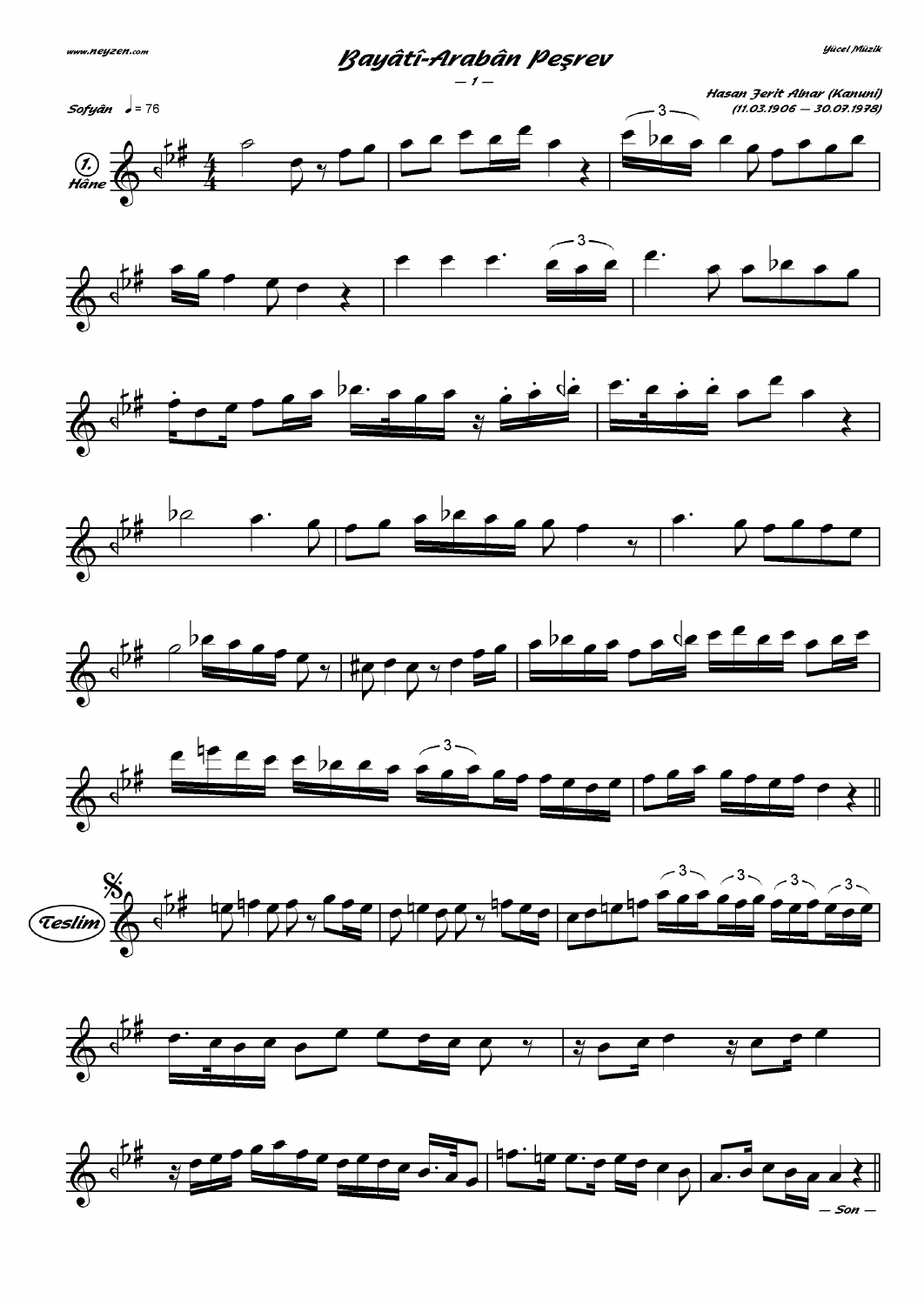# Bayâtî-Arabân Peşrev

— 1 —

**Hasan Ferit Alnar (Kanuni)**
*(11.03.1906 — 30.07.1978)*

Sofyân ♩= 76

1. Hâne

Teslim

— Son —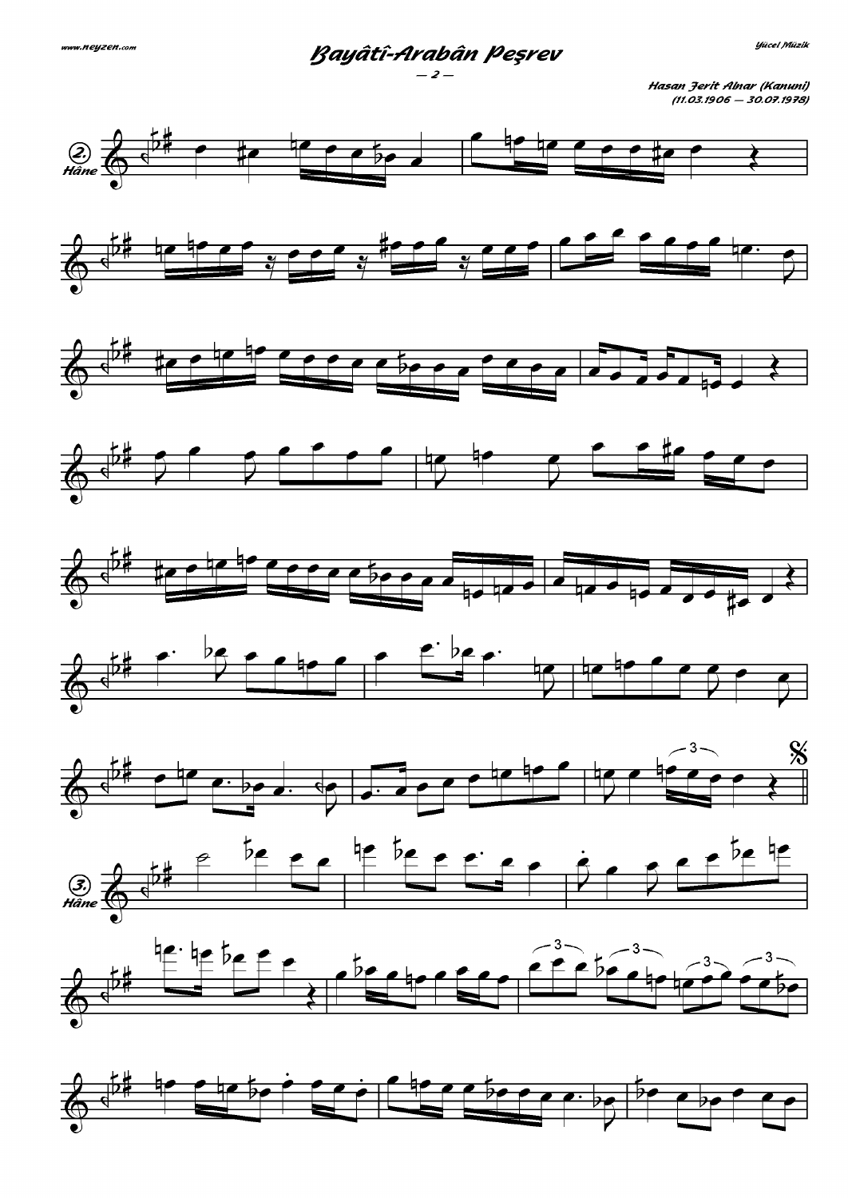# Bayâtî-Arabân Peşrev

— 2 —

*Hasan Ferit Alnar (Kanuni)*
*(11.03.1906 — 30.07.1978)*

**2. Hâne**

**3. Hâne**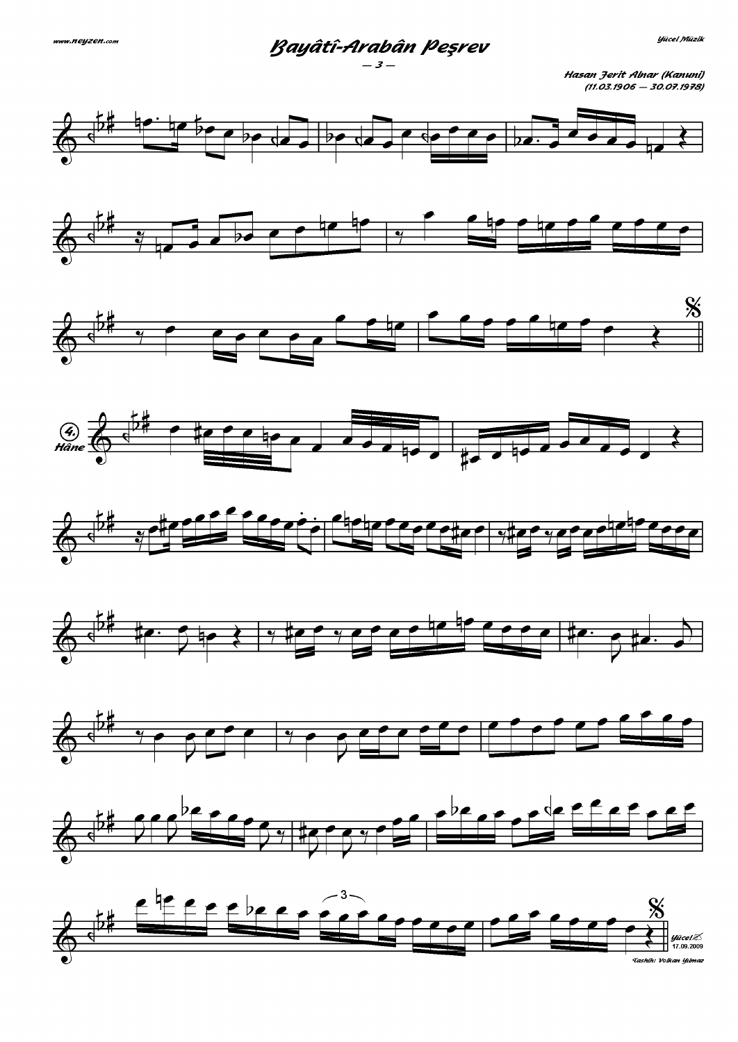# Bayâtî-Arabân Peşrev

— 3 —

*Hasan Ferit Alnar (Kanuni)*
*(11.03.1906 — 30.07.1978)*

4. Hâne

Yücel 17.09.2009

Tashih: Volkan Yılmaz